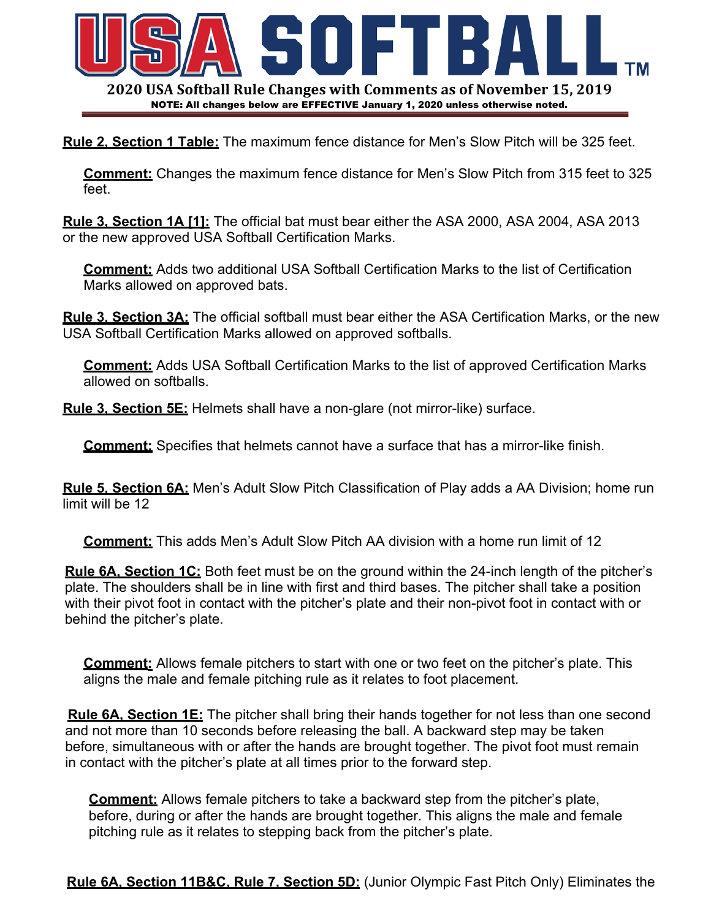# USA SOFTBALL™

## 2020 USA Softball Rule Changes with Comments as of November 15, 2019

**NOTE: All changes below are EFFECTIVE January 1, 2020 unless otherwise noted.**

**Rule 2, Section 1 Table:** The maximum fence distance for Men's Slow Pitch will be 325 feet.

> **Comment:** Changes the maximum fence distance for Men's Slow Pitch from 315 feet to 325 feet.

**Rule 3, Section 1A [1]:** The official bat must bear either the ASA 2000, ASA 2004, ASA 2013 or the new approved USA Softball Certification Marks.

> **Comment:** Adds two additional USA Softball Certification Marks to the list of Certification Marks allowed on approved bats.

**Rule 3, Section 3A:** The official softball must bear either the ASA Certification Marks, or the new USA Softball Certification Marks allowed on approved softballs.

> **Comment:** Adds USA Softball Certification Marks to the list of approved Certification Marks allowed on softballs.

**Rule 3, Section 5E:** Helmets shall have a non-glare (not mirror-like) surface.

> **Comment:** Specifies that helmets cannot have a surface that has a mirror-like finish.

**Rule 5, Section 6A:** Men's Adult Slow Pitch Classification of Play adds a AA Division; home run limit will be 12

> **Comment:** This adds Men's Adult Slow Pitch AA division with a home run limit of 12

**Rule 6A, Section 1C:** Both feet must be on the ground within the 24-inch length of the pitcher's plate. The shoulders shall be in line with first and third bases. The pitcher shall take a position with their pivot foot in contact with the pitcher's plate and their non-pivot foot in contact with or behind the pitcher's plate.

> **Comment:** Allows female pitchers to start with one or two feet on the pitcher's plate. This aligns the male and female pitching rule as it relates to foot placement.

**Rule 6A, Section 1E:** The pitcher shall bring their hands together for not less than one second and not more than 10 seconds before releasing the ball. A backward step may be taken before, simultaneous with or after the hands are brought together. The pivot foot must remain in contact with the pitcher's plate at all times prior to the forward step.

> **Comment:** Allows female pitchers to take a backward step from the pitcher's plate, before, during or after the hands are brought together. This aligns the male and female pitching rule as it relates to stepping back from the pitcher's plate.

**Rule 6A, Section 11B&C, Rule 7, Section 5D:** (Junior Olympic Fast Pitch Only) Eliminates the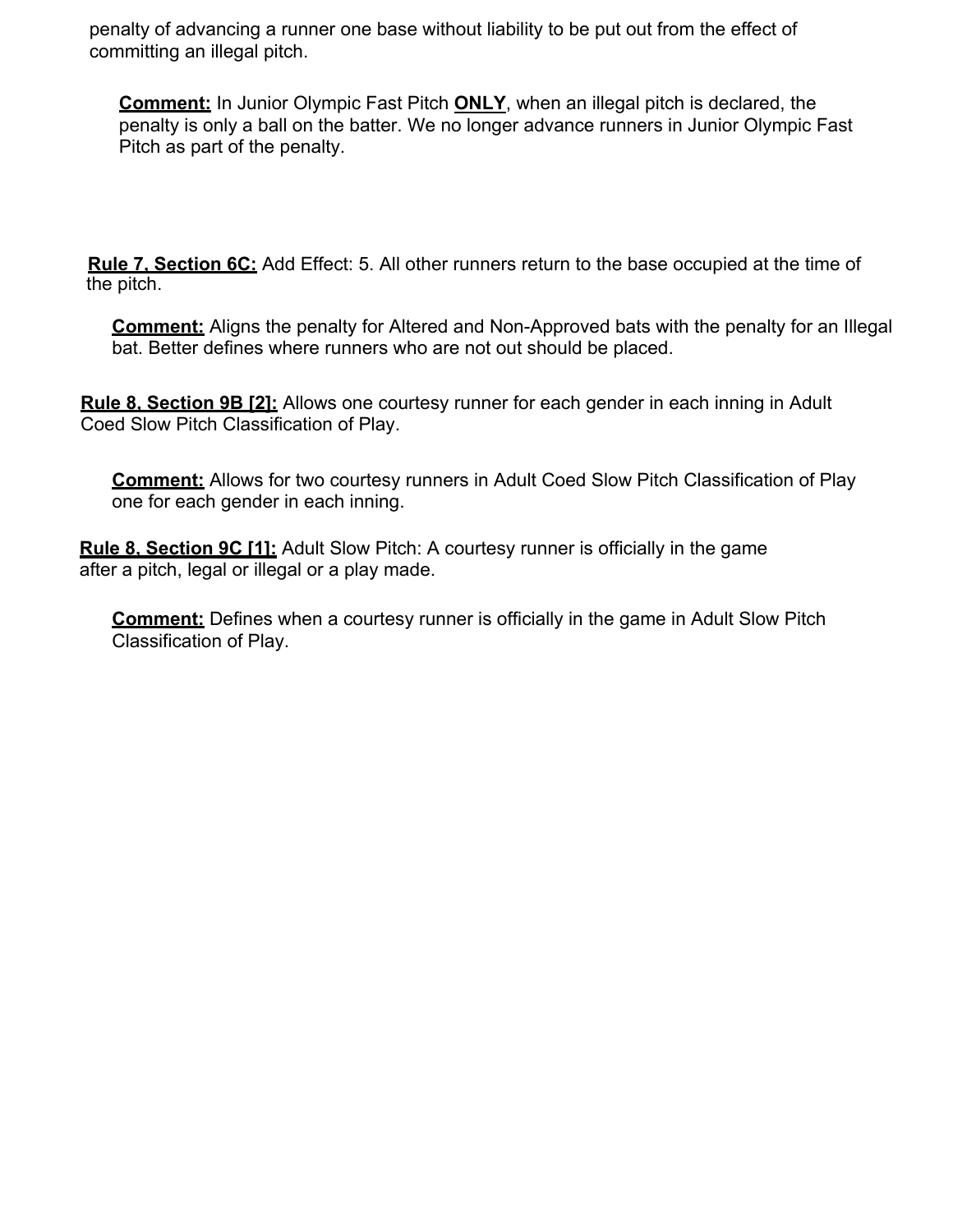penalty of advancing a runner one base without liability to be put out from the effect of committing an illegal pitch.

**Comment:** In Junior Olympic Fast Pitch **ONLY**, when an illegal pitch is declared, the penalty is only a ball on the batter. We no longer advance runners in Junior Olympic Fast Pitch as part of the penalty.

**Rule 7, Section 6C:** Add Effect: 5. All other runners return to the base occupied at the time of the pitch.

**Comment:** Aligns the penalty for Altered and Non-Approved bats with the penalty for an Illegal bat. Better defines where runners who are not out should be placed.

**Rule 8, Section 9B [2]:** Allows one courtesy runner for each gender in each inning in Adult Coed Slow Pitch Classification of Play.

**Comment:** Allows for two courtesy runners in Adult Coed Slow Pitch Classification of Play one for each gender in each inning.

**Rule 8, Section 9C [1]:** Adult Slow Pitch: A courtesy runner is officially in the game after a pitch, legal or illegal or a play made.

**Comment:** Defines when a courtesy runner is officially in the game in Adult Slow Pitch Classification of Play.